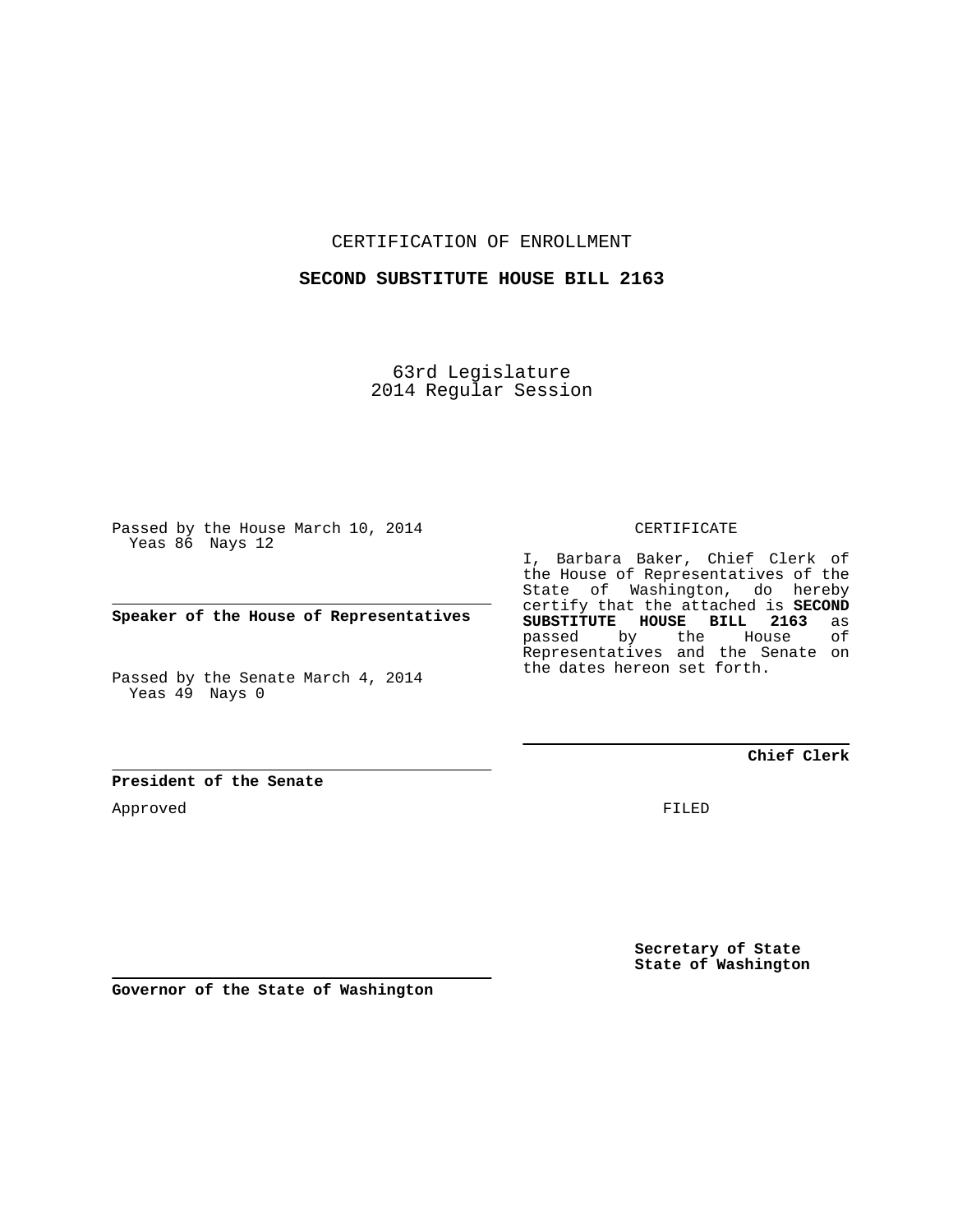CERTIFICATION OF ENROLLMENT

**SECOND SUBSTITUTE HOUSE BILL 2163**

63rd Legislature
2014 Regular Session

Passed by the House March 10, 2014
Yeas 86 Nays 12

**Speaker of the House of Representatives**

Passed by the Senate March 4, 2014
Yeas 49 Nays 0

**President of the Senate**

Approved

**Governor of the State of Washington**

CERTIFICATE

I, Barbara Baker, Chief Clerk of the House of Representatives of the State of Washington, do hereby certify that the attached is **SECOND SUBSTITUTE HOUSE BILL 2163** as passed by the House of Representatives and the Senate on the dates hereon set forth.

**Chief Clerk**

FILED

**Secretary of State**
**State of Washington**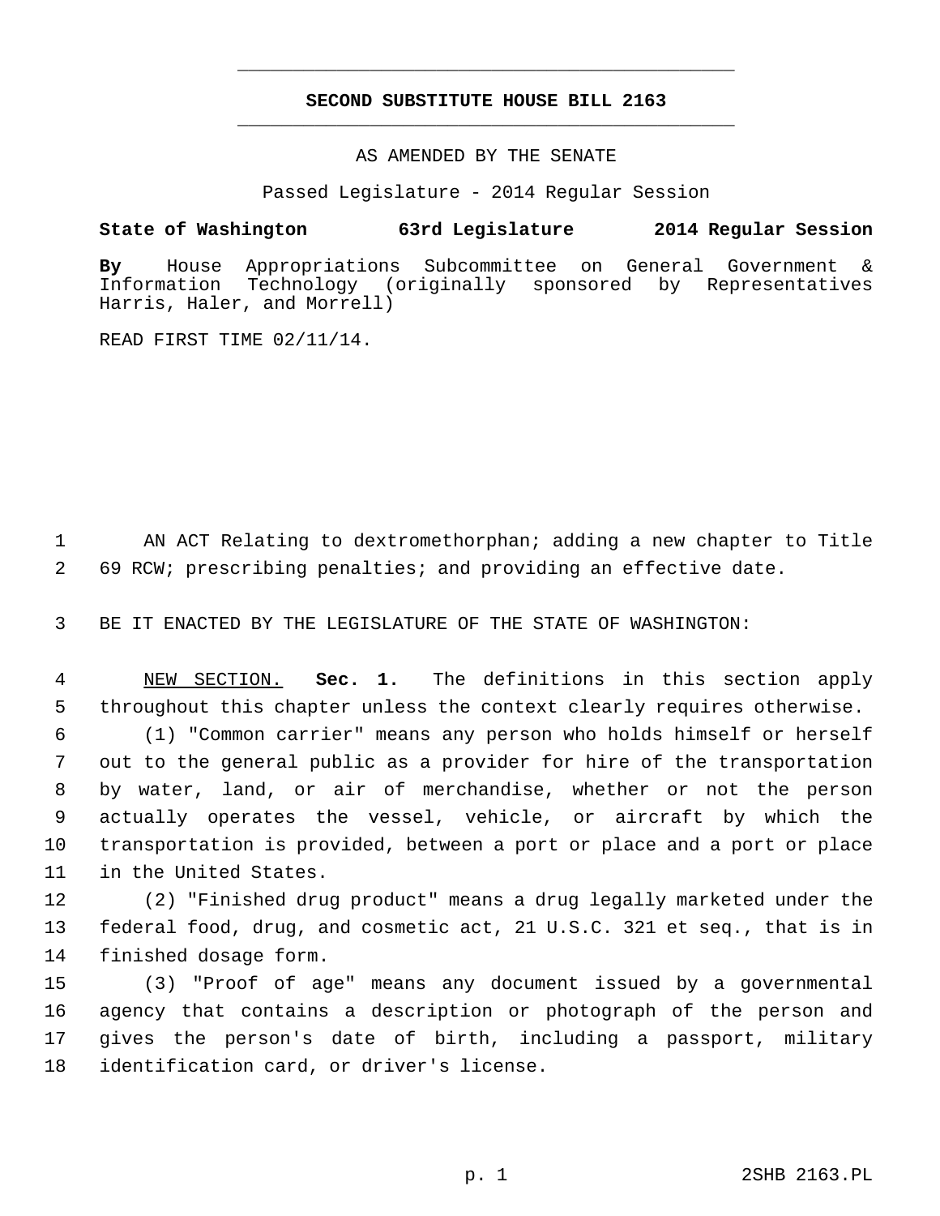# SECOND SUBSTITUTE HOUSE BILL 2163

AS AMENDED BY THE SENATE

Passed Legislature - 2014 Regular Session

**State of Washington 63rd Legislature 2014 Regular Session**

**By** House Appropriations Subcommittee on General Government & Information Technology (originally sponsored by Representatives Harris, Haler, and Morrell)

READ FIRST TIME 02/11/14.

AN ACT Relating to dextromethorphan; adding a new chapter to Title 69 RCW; prescribing penalties; and providing an effective date.

BE IT ENACTED BY THE LEGISLATURE OF THE STATE OF WASHINGTON:

NEW SECTION. **Sec. 1.** The definitions in this section apply throughout this chapter unless the context clearly requires otherwise.

(1) "Common carrier" means any person who holds himself or herself out to the general public as a provider for hire of the transportation by water, land, or air of merchandise, whether or not the person actually operates the vessel, vehicle, or aircraft by which the transportation is provided, between a port or place and a port or place in the United States.

(2) "Finished drug product" means a drug legally marketed under the federal food, drug, and cosmetic act, 21 U.S.C. 321 et seq., that is in finished dosage form.

(3) "Proof of age" means any document issued by a governmental agency that contains a description or photograph of the person and gives the person's date of birth, including a passport, military identification card, or driver's license.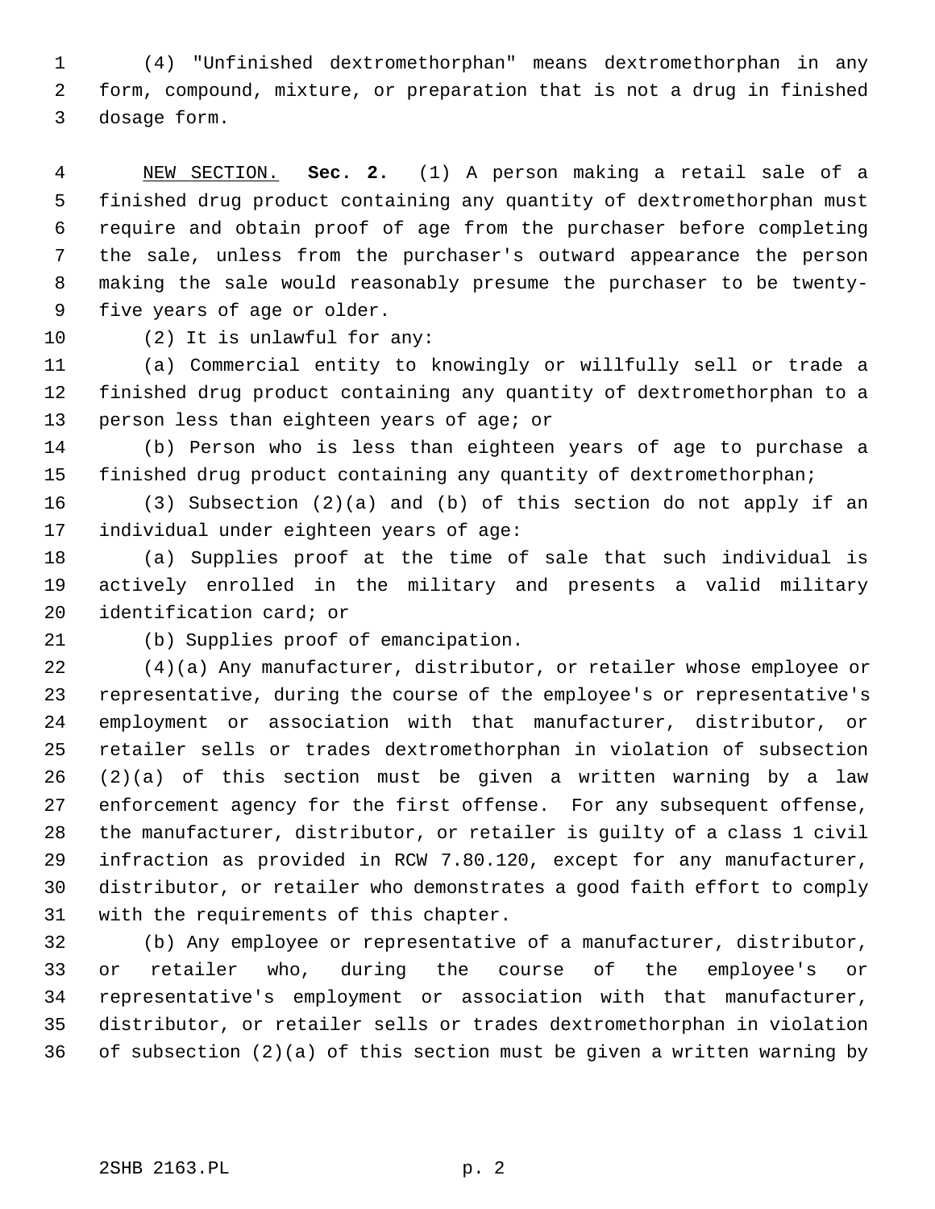(4) "Unfinished dextromethorphan" means dextromethorphan in any form, compound, mixture, or preparation that is not a drug in finished dosage form.

NEW SECTION. **Sec. 2.** (1) A person making a retail sale of a finished drug product containing any quantity of dextromethorphan must require and obtain proof of age from the purchaser before completing the sale, unless from the purchaser's outward appearance the person making the sale would reasonably presume the purchaser to be twenty-five years of age or older.

(2) It is unlawful for any:

(a) Commercial entity to knowingly or willfully sell or trade a finished drug product containing any quantity of dextromethorphan to a person less than eighteen years of age; or

(b) Person who is less than eighteen years of age to purchase a finished drug product containing any quantity of dextromethorphan;

(3) Subsection (2)(a) and (b) of this section do not apply if an individual under eighteen years of age:

(a) Supplies proof at the time of sale that such individual is actively enrolled in the military and presents a valid military identification card; or

(b) Supplies proof of emancipation.

(4)(a) Any manufacturer, distributor, or retailer whose employee or representative, during the course of the employee's or representative's employment or association with that manufacturer, distributor, or retailer sells or trades dextromethorphan in violation of subsection (2)(a) of this section must be given a written warning by a law enforcement agency for the first offense. For any subsequent offense, the manufacturer, distributor, or retailer is guilty of a class 1 civil infraction as provided in RCW 7.80.120, except for any manufacturer, distributor, or retailer who demonstrates a good faith effort to comply with the requirements of this chapter.

(b) Any employee or representative of a manufacturer, distributor, or retailer who, during the course of the employee's or representative's employment or association with that manufacturer, distributor, or retailer sells or trades dextromethorphan in violation of subsection (2)(a) of this section must be given a written warning by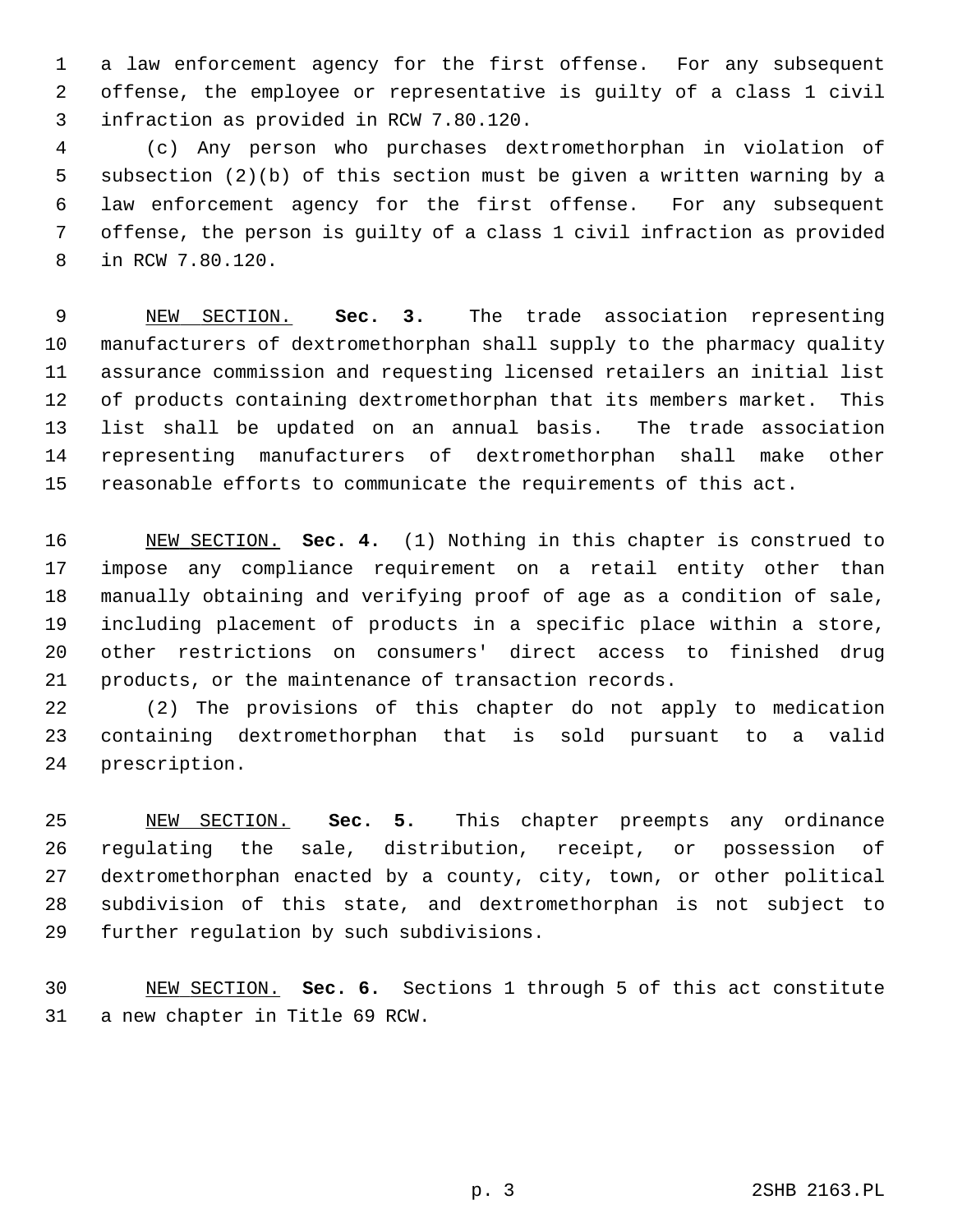a law enforcement agency for the first offense. For any subsequent offense, the employee or representative is guilty of a class 1 civil infraction as provided in RCW 7.80.120.

(c) Any person who purchases dextromethorphan in violation of subsection (2)(b) of this section must be given a written warning by a law enforcement agency for the first offense. For any subsequent offense, the person is guilty of a class 1 civil infraction as provided in RCW 7.80.120.

NEW SECTION. **Sec. 3.** The trade association representing manufacturers of dextromethorphan shall supply to the pharmacy quality assurance commission and requesting licensed retailers an initial list of products containing dextromethorphan that its members market. This list shall be updated on an annual basis. The trade association representing manufacturers of dextromethorphan shall make other reasonable efforts to communicate the requirements of this act.

NEW SECTION. **Sec. 4.** (1) Nothing in this chapter is construed to impose any compliance requirement on a retail entity other than manually obtaining and verifying proof of age as a condition of sale, including placement of products in a specific place within a store, other restrictions on consumers' direct access to finished drug products, or the maintenance of transaction records.

(2) The provisions of this chapter do not apply to medication containing dextromethorphan that is sold pursuant to a valid prescription.

NEW SECTION. **Sec. 5.** This chapter preempts any ordinance regulating the sale, distribution, receipt, or possession of dextromethorphan enacted by a county, city, town, or other political subdivision of this state, and dextromethorphan is not subject to further regulation by such subdivisions.

NEW SECTION. **Sec. 6.** Sections 1 through 5 of this act constitute a new chapter in Title 69 RCW.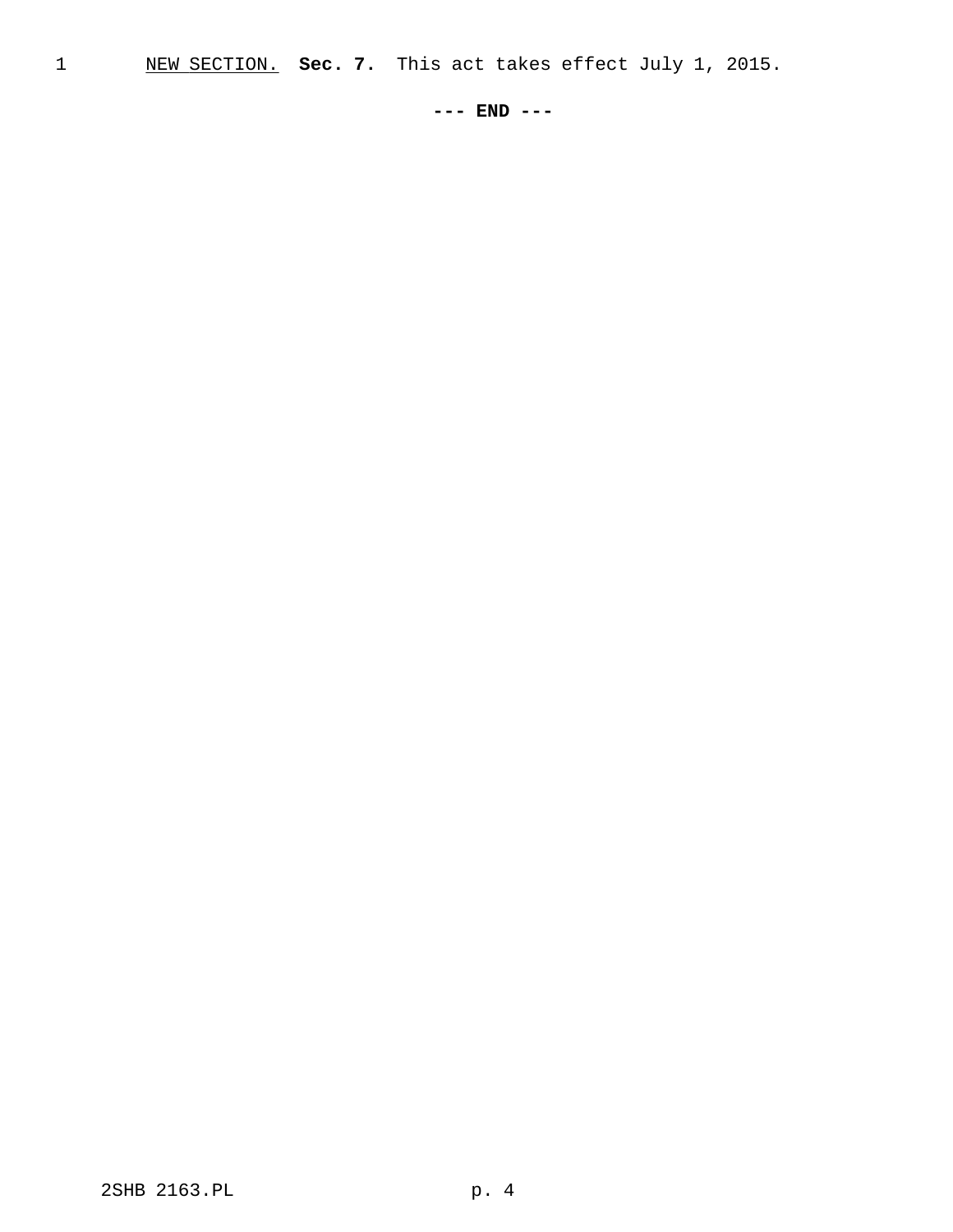NEW SECTION. **Sec. 7.** This act takes effect July 1, 2015.

**--- END ---**